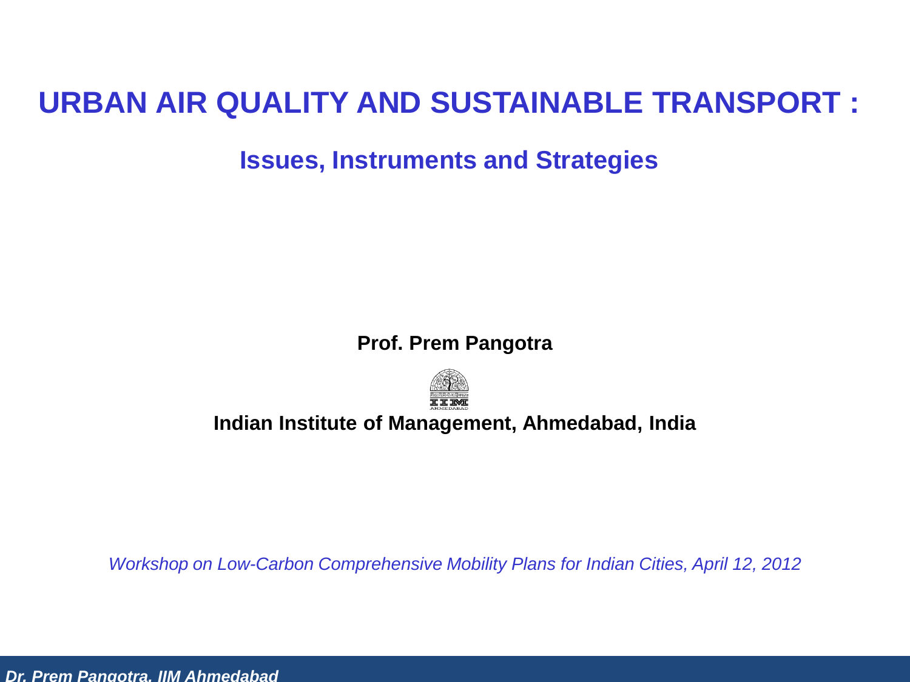# URBAN AIR QUALITY AND SUSTAINABLE TRANSPORT :

## Issues, Instruments and Strategies

**Prof. Prem Pangotra**

**Indian Institute of Management, Ahmedabad, India**

*Workshop on Low-Carbon Comprehensive Mobility Plans for Indian Cities, April 12, 2012*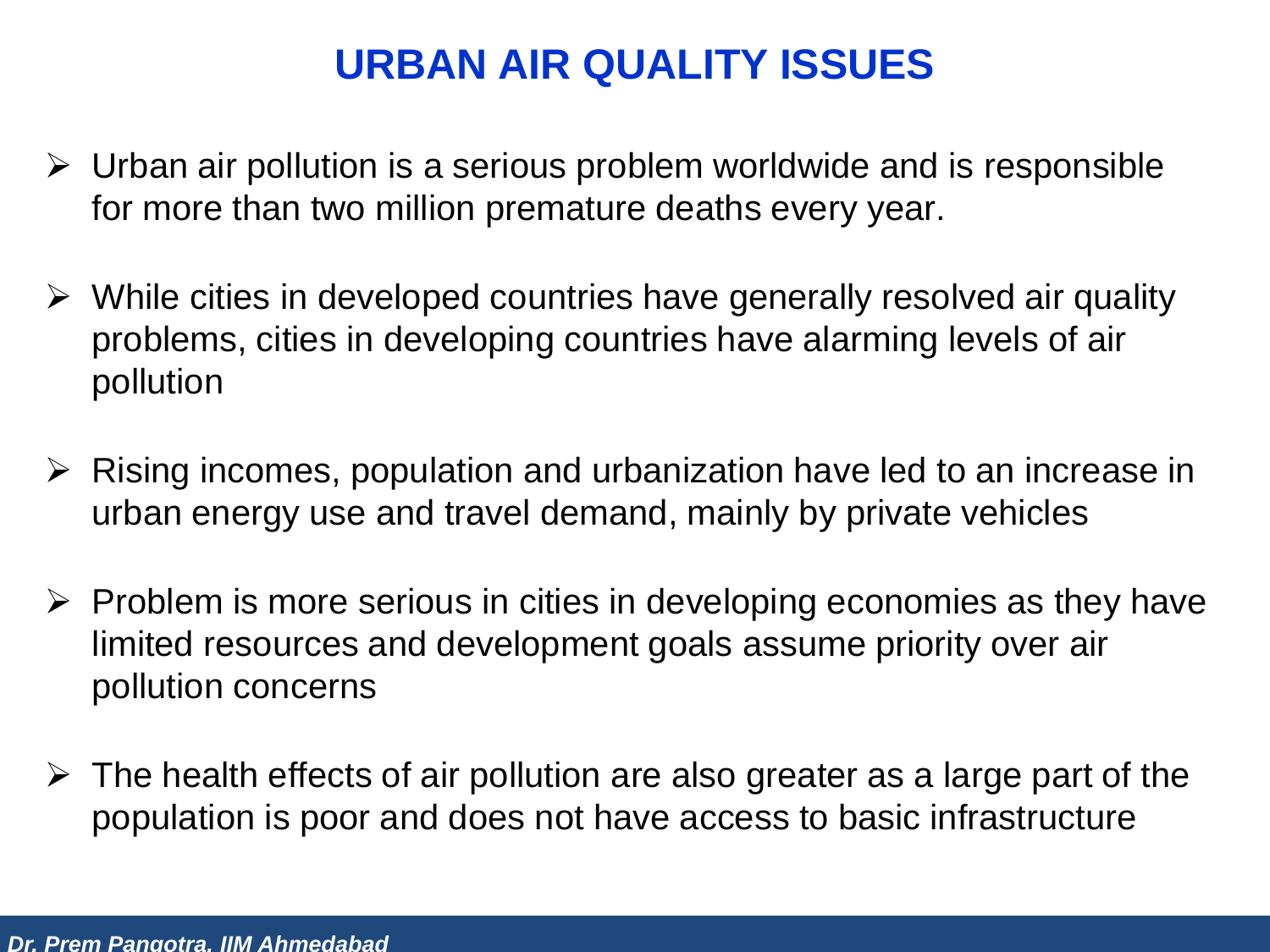# URBAN AIR QUALITY ISSUES

- Urban air pollution is a serious problem worldwide and is responsible for more than two million premature deaths every year.
- While cities in developed countries have generally resolved air quality problems, cities in developing countries have alarming levels of air pollution
- Rising incomes, population and urbanization have led to an increase in urban energy use and travel demand, mainly by private vehicles
- Problem is more serious in cities in developing economies as they have limited resources and development goals assume priority over air pollution concerns
- The health effects of air pollution are also greater as a large part of the population is poor and does not have access to basic infrastructure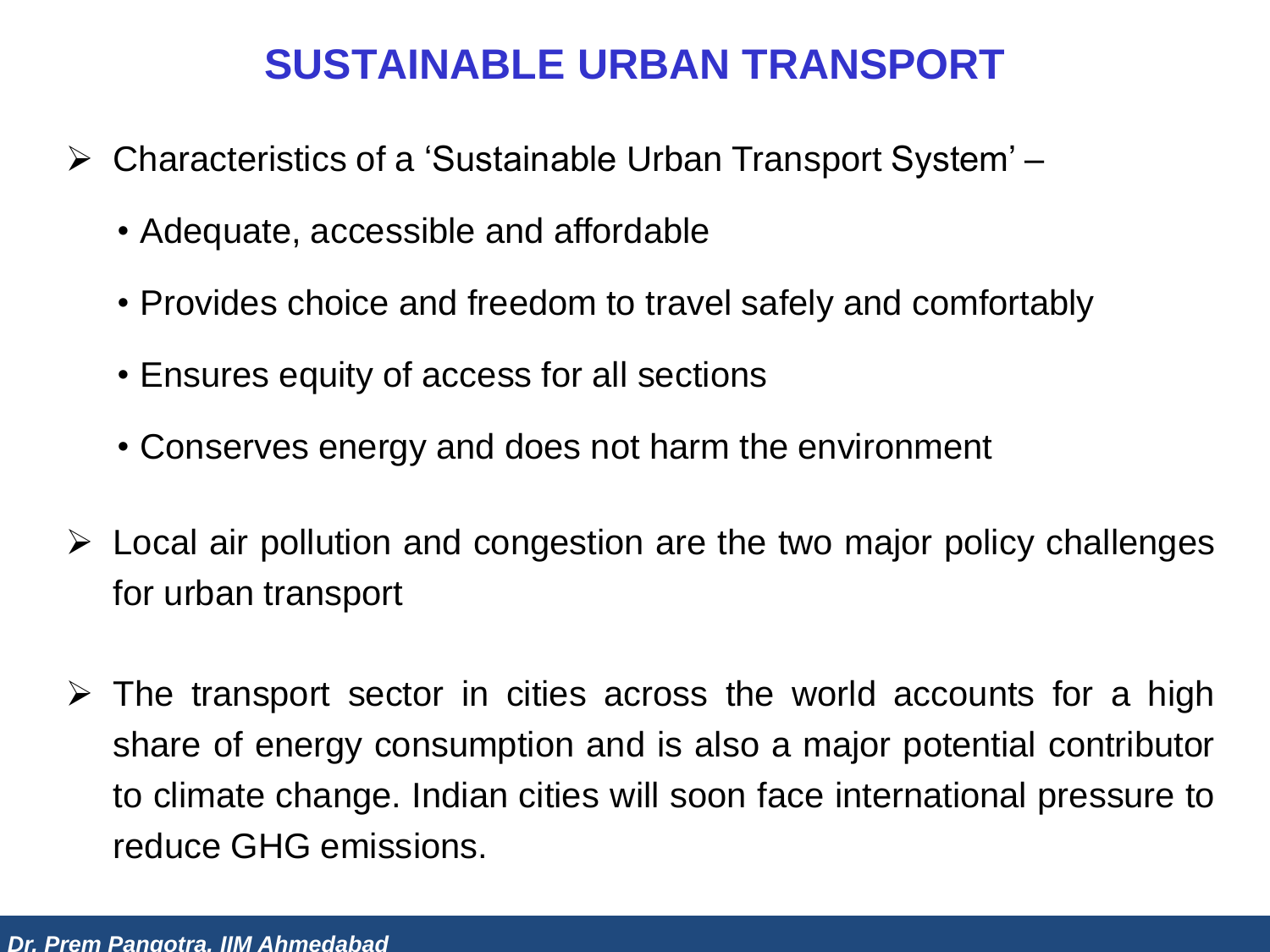# SUSTAINABLE URBAN TRANSPORT

- Characteristics of a 'Sustainable Urban Transport System' –
  - Adequate, accessible and affordable
  - Provides choice and freedom to travel safely and comfortably
  - Ensures equity of access for all sections
  - Conserves energy and does not harm the environment
- Local air pollution and congestion are the two major policy challenges for urban transport
- The transport sector in cities across the world accounts for a high share of energy consumption and is also a major potential contributor to climate change. Indian cities will soon face international pressure to reduce GHG emissions.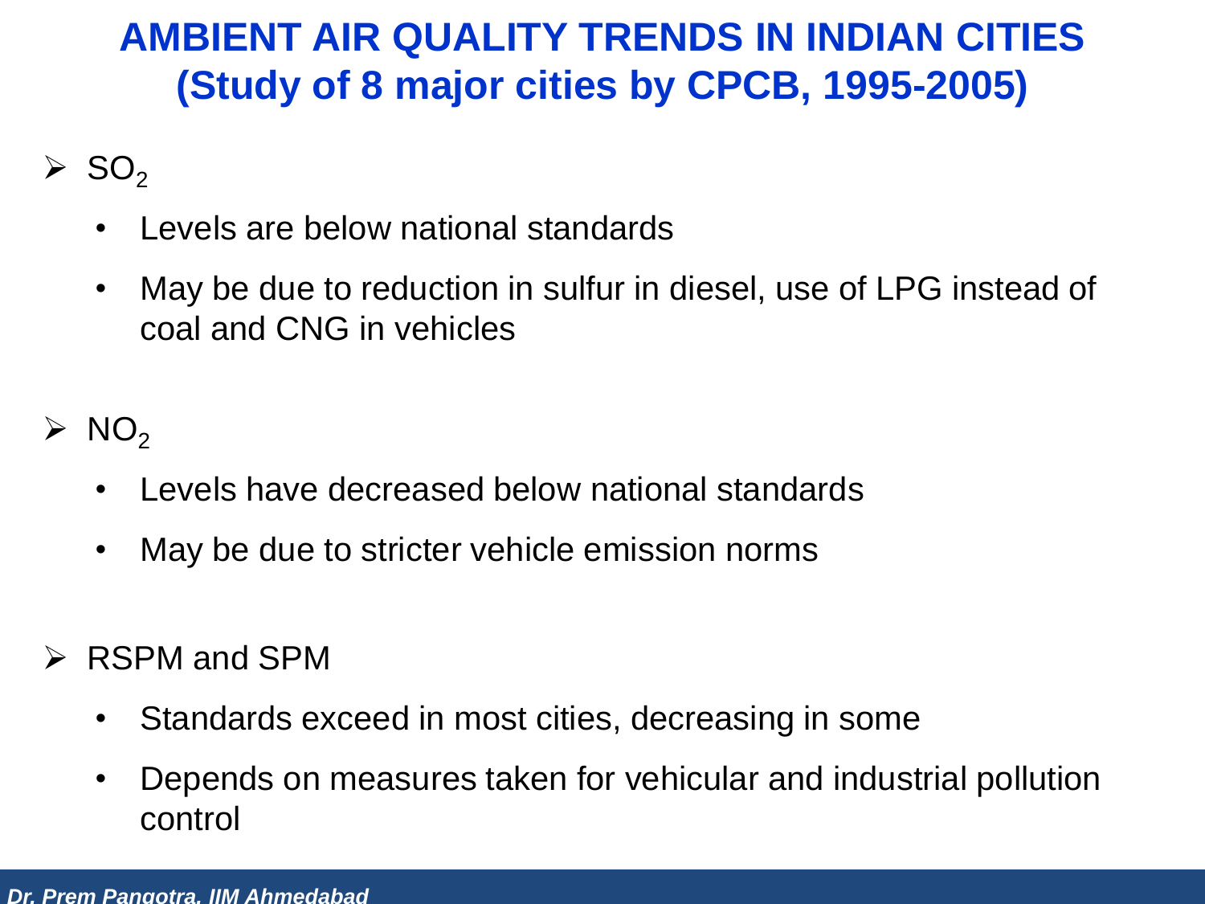# AMBIENT AIR QUALITY TRENDS IN INDIAN CITIES (Study of 8 major cities by CPCB, 1995-2005)

- $SO_2$
  - Levels are below national standards
  - May be due to reduction in sulfur in diesel, use of LPG instead of coal and CNG in vehicles

- $NO_2$
  - Levels have decreased below national standards
  - May be due to stricter vehicle emission norms

- RSPM and SPM
  - Standards exceed in most cities, decreasing in some
  - Depends on measures taken for vehicular and industrial pollution control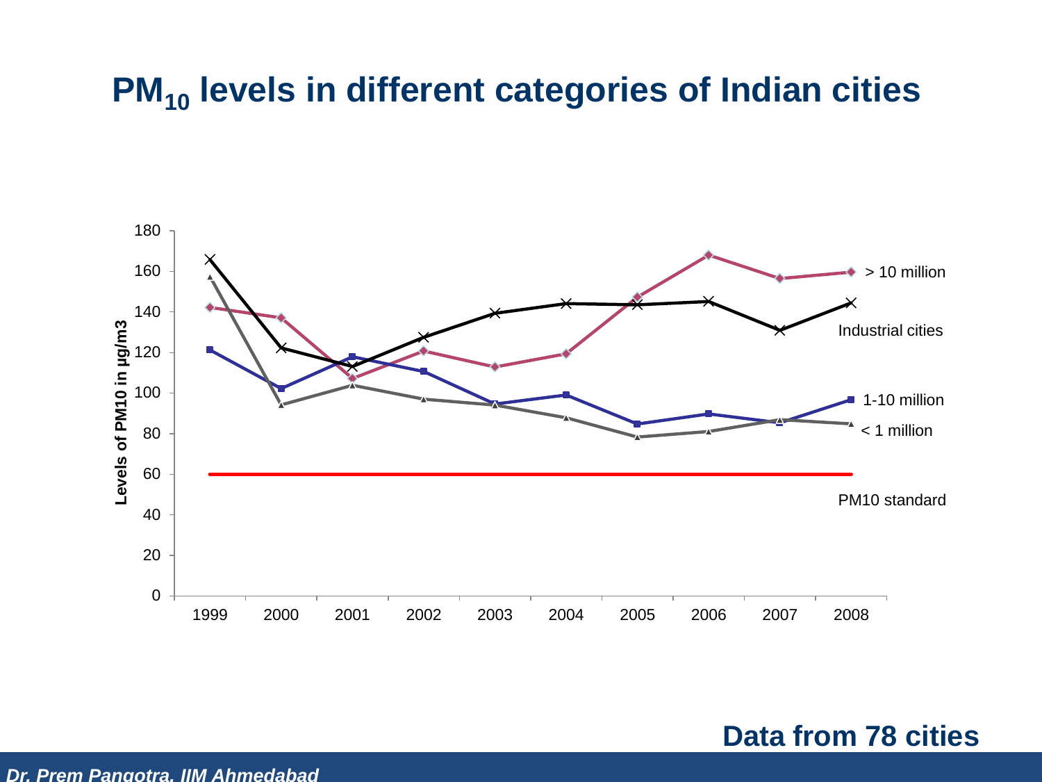# $PM_{10}$ levels in different categories of Indian cities

Levels of PM10 in µg/m3

180
160
140
120
100
80
60
40
20
0

1999 2000 2001 2002 2003 2004 2005 2006 2007 2008

> 10 million

Industrial cities

1-10 million

< 1 million

PM10 standard

**Data from 78 cities**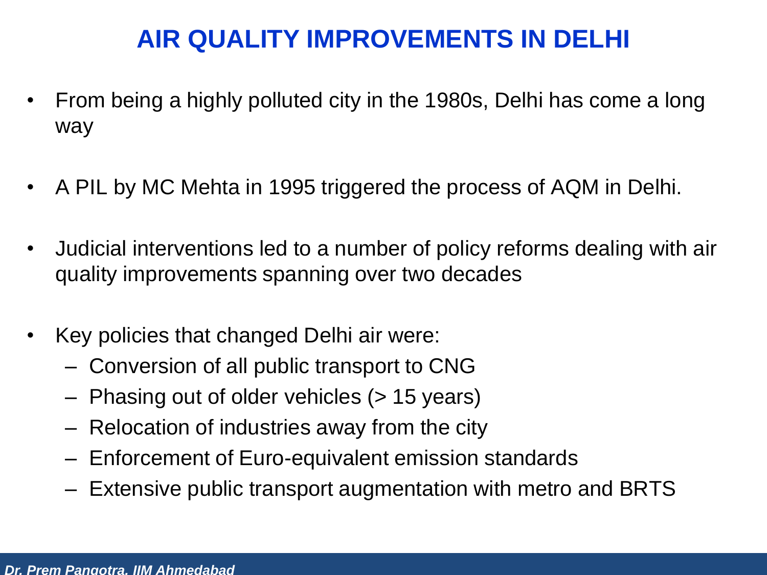# AIR QUALITY IMPROVEMENTS IN DELHI

- From being a highly polluted city in the 1980s, Delhi has come a long way
- A PIL by MC Mehta in 1995 triggered the process of AQM in Delhi.
- Judicial interventions led to a number of policy reforms dealing with air quality improvements spanning over two decades
- Key policies that changed Delhi air were:
  - Conversion of all public transport to CNG
  - Phasing out of older vehicles (> 15 years)
  - Relocation of industries away from the city
  - Enforcement of Euro-equivalent emission standards
  - Extensive public transport augmentation with metro and BRTS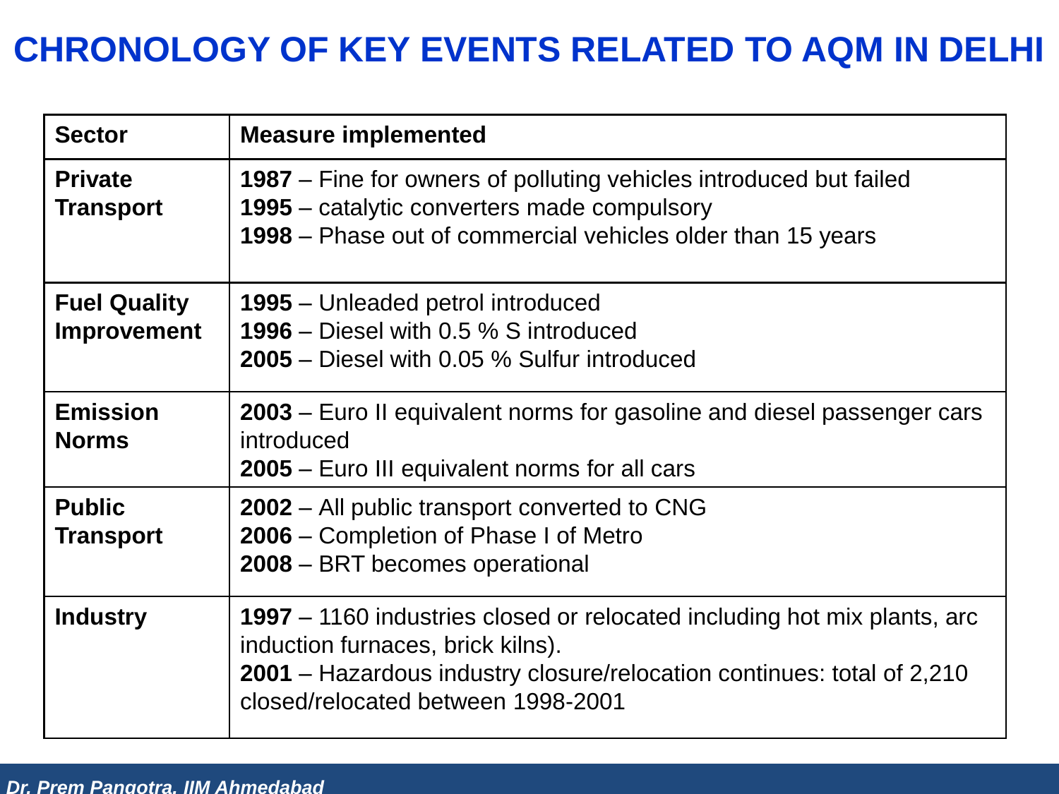# CHRONOLOGY OF KEY EVENTS RELATED TO AQM IN DELHI

| Sector | Measure implemented |
|---|---|
| **Private Transport** | **1987** – Fine for owners of polluting vehicles introduced but failed<br>**1995** – catalytic converters made compulsory<br>**1998** – Phase out of commercial vehicles older than 15 years |
| **Fuel Quality Improvement** | **1995** – Unleaded petrol introduced<br>**1996** – Diesel with 0.5 % S introduced<br>**2005** – Diesel with 0.05 % Sulfur introduced |
| **Emission Norms** | **2003** – Euro II equivalent norms for gasoline and diesel passenger cars introduced<br>**2005** – Euro III equivalent norms for all cars |
| **Public Transport** | **2002** – All public transport converted to CNG<br>**2006** – Completion of Phase I of Metro<br>**2008** – BRT becomes operational |
| **Industry** | **1997** – 1160 industries closed or relocated including hot mix plants, arc induction furnaces, brick kilns).<br>**2001** – Hazardous industry closure/relocation continues: total of 2,210 closed/relocated between 1998-2001 |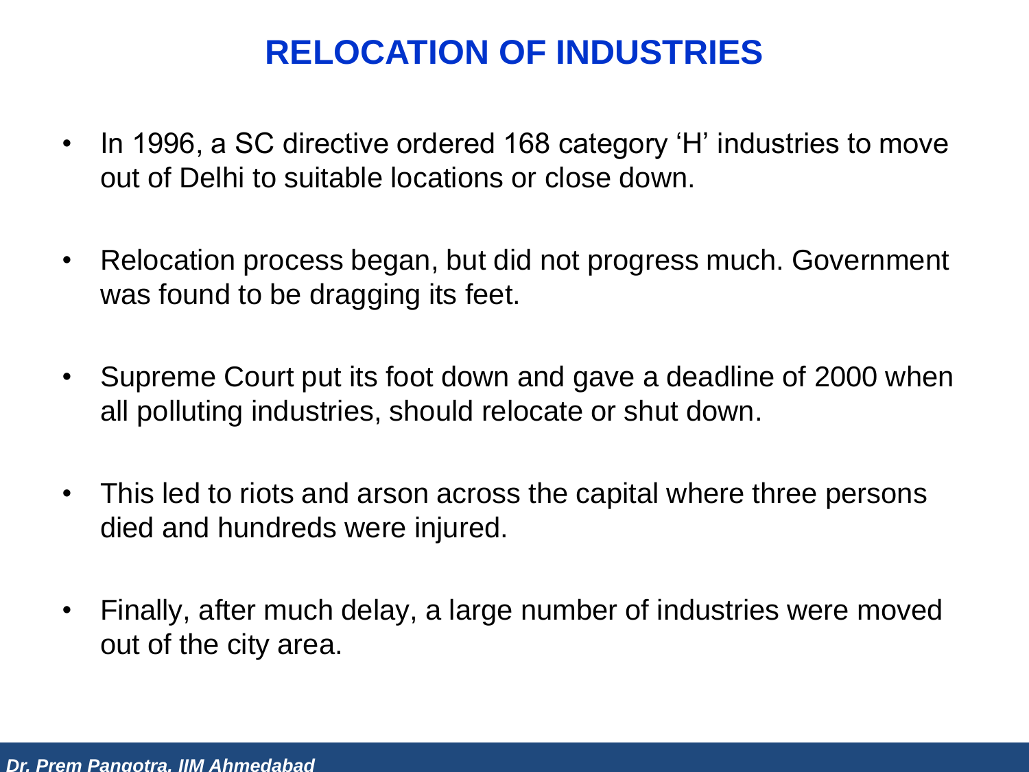# RELOCATION OF INDUSTRIES

- In 1996, a SC directive ordered 168 category 'H' industries to move out of Delhi to suitable locations or close down.
- Relocation process began, but did not progress much. Government was found to be dragging its feet.
- Supreme Court put its foot down and gave a deadline of 2000 when all polluting industries, should relocate or shut down.
- This led to riots and arson across the capital where three persons died and hundreds were injured.
- Finally, after much delay, a large number of industries were moved out of the city area.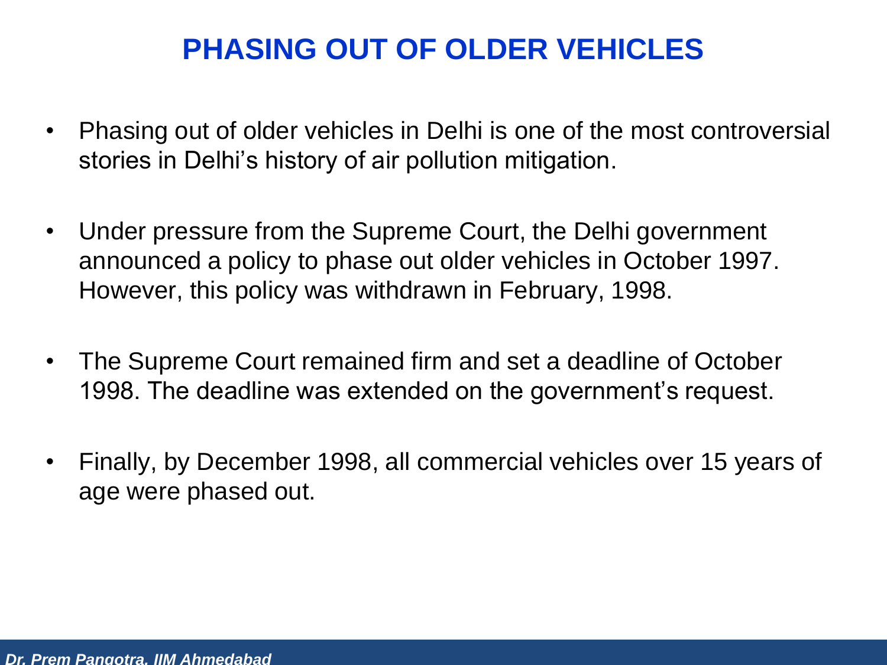# PHASING OUT OF OLDER VEHICLES

- Phasing out of older vehicles in Delhi is one of the most controversial stories in Delhi's history of air pollution mitigation.

- Under pressure from the Supreme Court, the Delhi government announced a policy to phase out older vehicles in October 1997. However, this policy was withdrawn in February, 1998.

- The Supreme Court remained firm and set a deadline of October 1998. The deadline was extended on the government's request.

- Finally, by December 1998, all commercial vehicles over 15 years of age were phased out.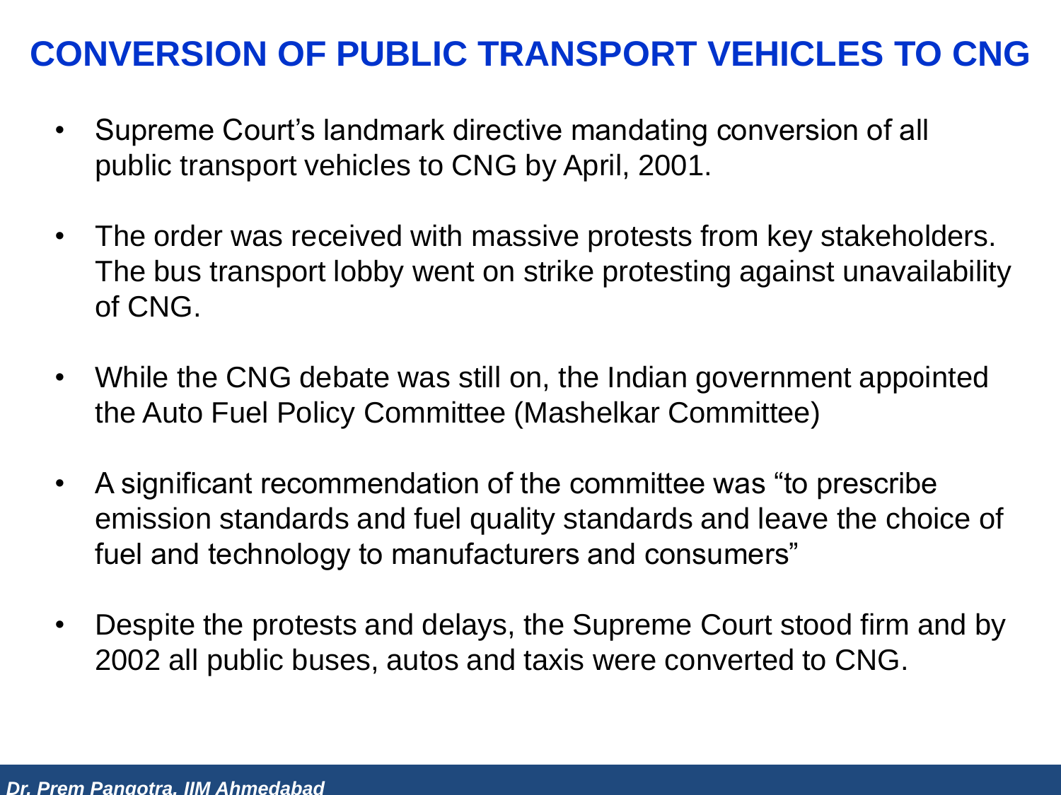# CONVERSION OF PUBLIC TRANSPORT VEHICLES TO CNG

- Supreme Court's landmark directive mandating conversion of all public transport vehicles to CNG by April, 2001.

- The order was received with massive protests from key stakeholders. The bus transport lobby went on strike protesting against unavailability of CNG.

- While the CNG debate was still on, the Indian government appointed the Auto Fuel Policy Committee (Mashelkar Committee)

- A significant recommendation of the committee was "to prescribe emission standards and fuel quality standards and leave the choice of fuel and technology to manufacturers and consumers"

- Despite the protests and delays, the Supreme Court stood firm and by 2002 all public buses, autos and taxis were converted to CNG.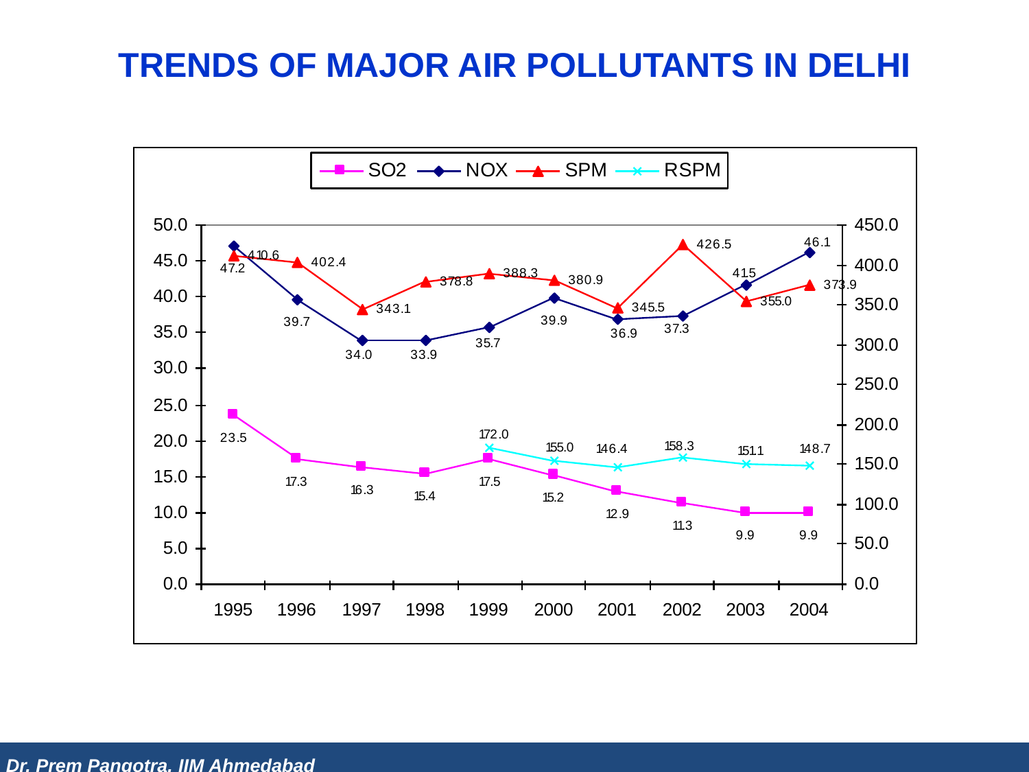# TRENDS OF MAJOR AIR POLLUTANTS IN DELHI

| Year | SO2 | NOX | SPM | RSPM |
|---|---|---|---|---|
| 1995 | 23.5 | 47.2 | 410.6 | |
| 1996 | 17.3 | 39.7 | 402.4 | |
| 1997 | 16.3 | 34.0 | 343.1 | |
| 1998 | 15.4 | 33.9 | 378.8 | |
| 1999 | 17.5 | 35.7 | 388.3 | 172.0 |
| 2000 | 15.2 | 39.9 | 380.9 | 155.0 |
| 2001 | 12.9 | 36.9 | 345.5 | 146.4 |
| 2002 | 11.3 | 37.3 | 426.5 | 158.3 |
| 2003 | 9.9 | 41.5 | 355.0 | 151.1 |
| 2004 | 9.9 | 46.1 | 373.9 | 148.7 |

Left axis: 0.0–50.0 (SO2, NOX); Right axis: 0.0–450.0 (SPM, RSPM)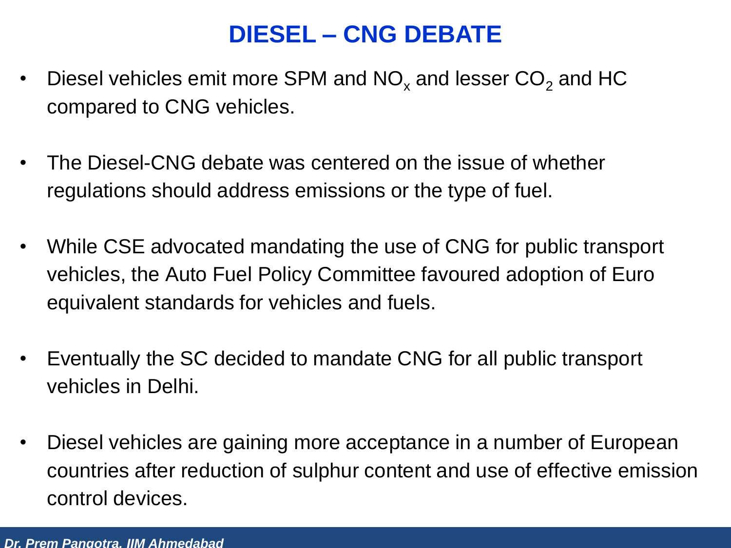# DIESEL – CNG DEBATE

- Diesel vehicles emit more SPM and $NO_x$ and lesser $CO_2$ and HC compared to CNG vehicles.
- The Diesel-CNG debate was centered on the issue of whether regulations should address emissions or the type of fuel.
- While CSE advocated mandating the use of CNG for public transport vehicles, the Auto Fuel Policy Committee favoured adoption of Euro equivalent standards for vehicles and fuels.
- Eventually the SC decided to mandate CNG for all public transport vehicles in Delhi.
- Diesel vehicles are gaining more acceptance in a number of European countries after reduction of sulphur content and use of effective emission control devices.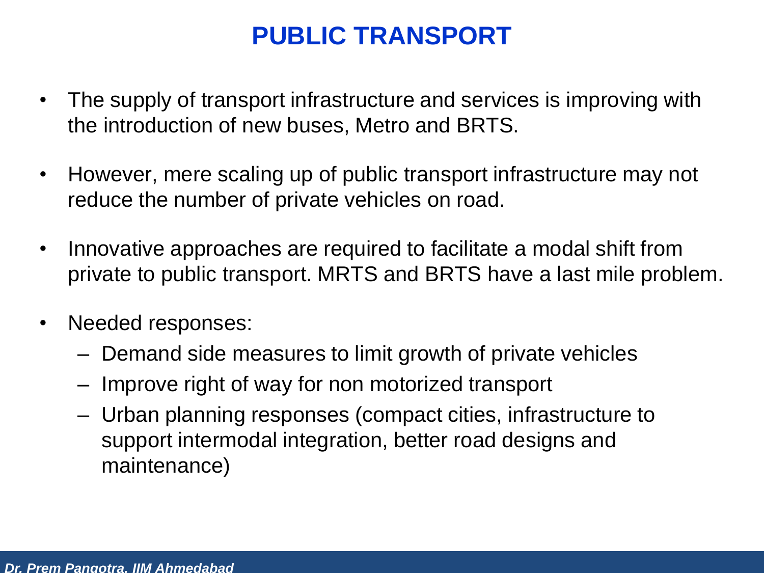# PUBLIC TRANSPORT

- The supply of transport infrastructure and services is improving with the introduction of new buses, Metro and BRTS.
- However, mere scaling up of public transport infrastructure may not reduce the number of private vehicles on road.
- Innovative approaches are required to facilitate a modal shift from private to public transport. MRTS and BRTS have a last mile problem.
- Needed responses:
  - Demand side measures to limit growth of private vehicles
  - Improve right of way for non motorized transport
  - Urban planning responses (compact cities, infrastructure to support intermodal integration, better road designs and maintenance)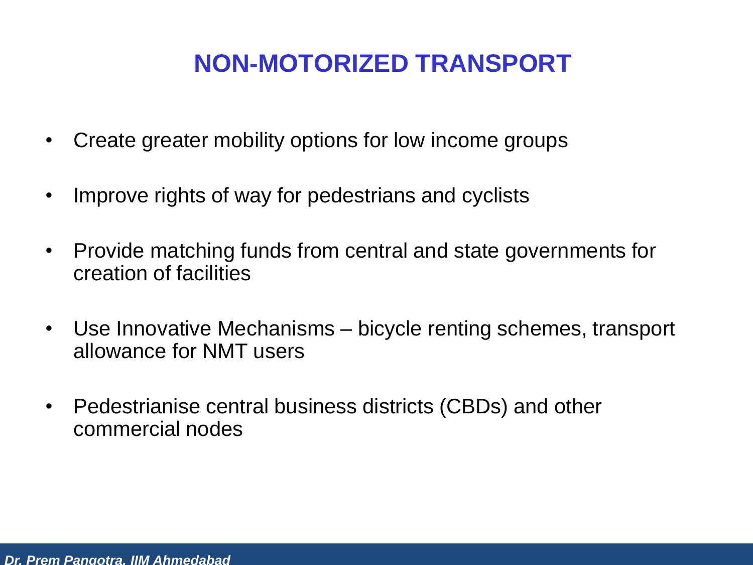# NON-MOTORIZED TRANSPORT

- Create greater mobility options for low income groups
- Improve rights of way for pedestrians and cyclists
- Provide matching funds from central and state governments for creation of facilities
- Use Innovative Mechanisms – bicycle renting schemes, transport allowance for NMT users
- Pedestrianise central business districts (CBDs) and other commercial nodes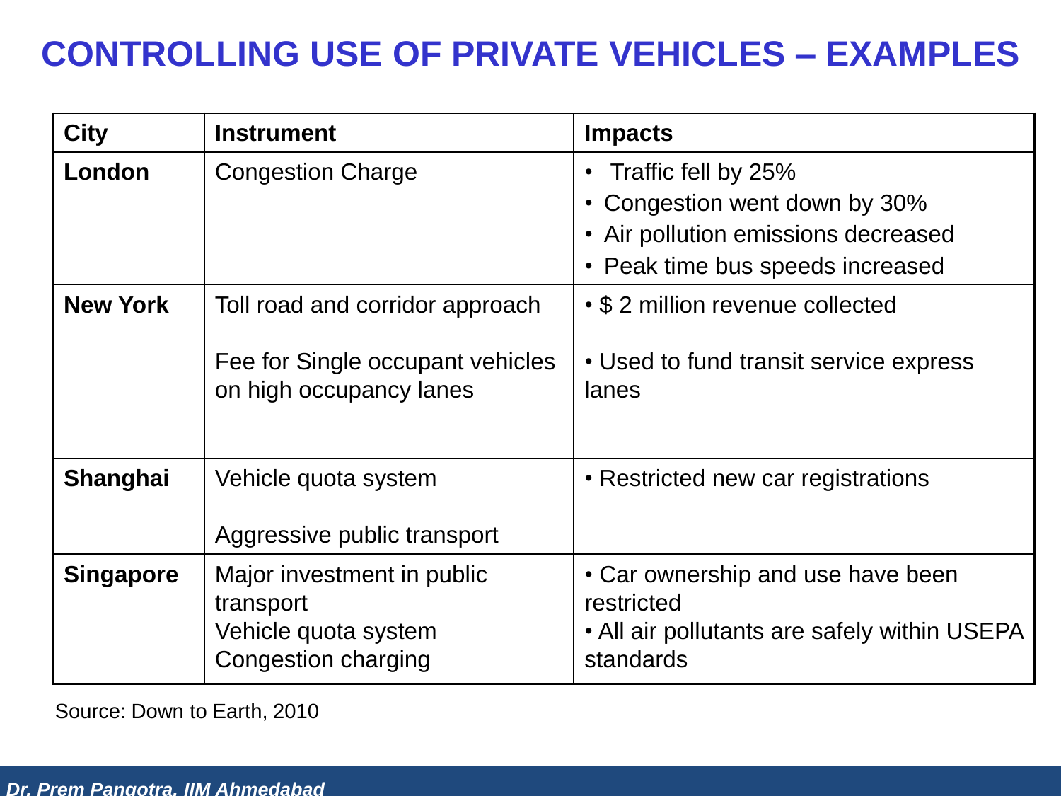# CONTROLLING USE OF PRIVATE VEHICLES – EXAMPLES

| City | Instrument | Impacts |
|---|---|---|
| **London** | Congestion Charge | • Traffic fell by 25%<br>• Congestion went down by 30%<br>• Air pollution emissions decreased<br>• Peak time bus speeds increased |
| **New York** | Toll road and corridor approach<br><br>Fee for Single occupant vehicles on high occupancy lanes | • $ 2 million revenue collected<br><br>• Used to fund transit service express lanes |
| **Shanghai** | Vehicle quota system<br><br>Aggressive public transport | • Restricted new car registrations |
| **Singapore** | Major investment in public transport<br>Vehicle quota system<br>Congestion charging | • Car ownership and use have been restricted<br>• All air pollutants are safely within USEPA standards |

Source: Down to Earth, 2010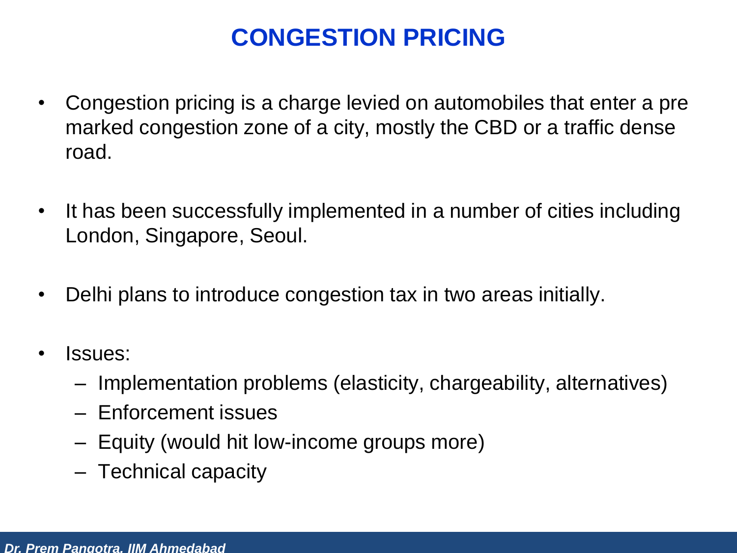# CONGESTION PRICING

- Congestion pricing is a charge levied on automobiles that enter a pre marked congestion zone of a city, mostly the CBD or a traffic dense road.

- It has been successfully implemented in a number of cities including London, Singapore, Seoul.

- Delhi plans to introduce congestion tax in two areas initially.

- Issues:
  - Implementation problems (elasticity, chargeability, alternatives)
  - Enforcement issues
  - Equity (would hit low-income groups more)
  - Technical capacity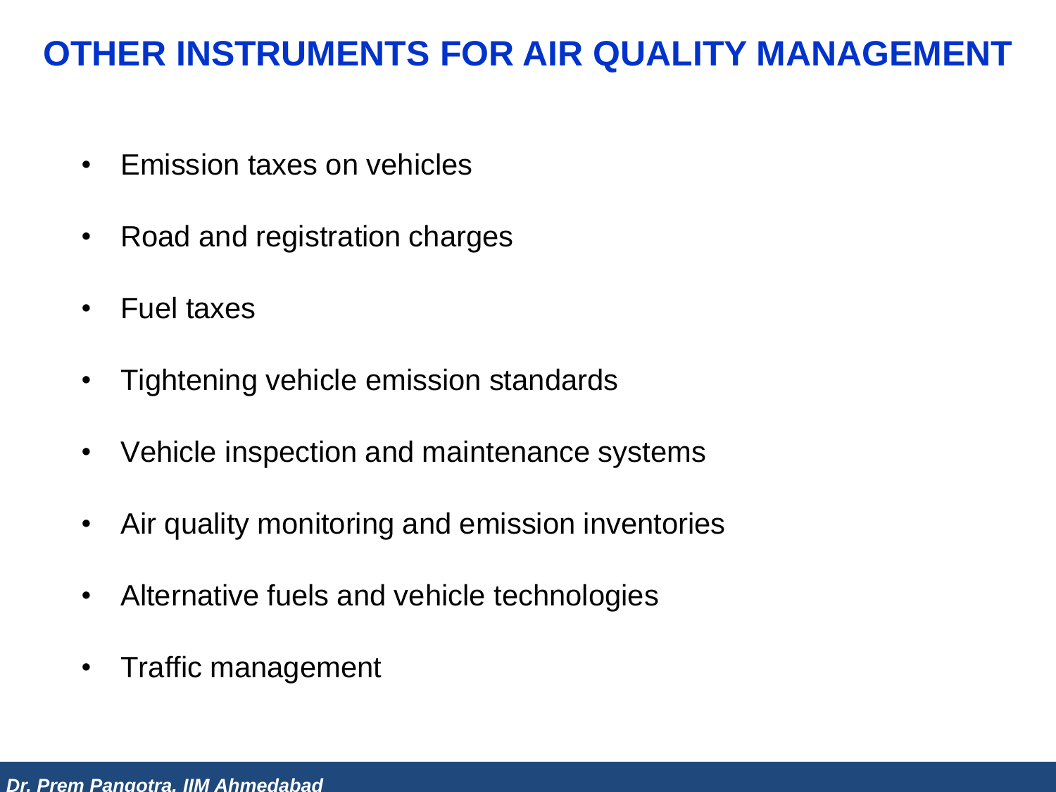# OTHER INSTRUMENTS FOR AIR QUALITY MANAGEMENT

- Emission taxes on vehicles
- Road and registration charges
- Fuel taxes
- Tightening vehicle emission standards
- Vehicle inspection and maintenance systems
- Air quality monitoring and emission inventories
- Alternative fuels and vehicle technologies
- Traffic management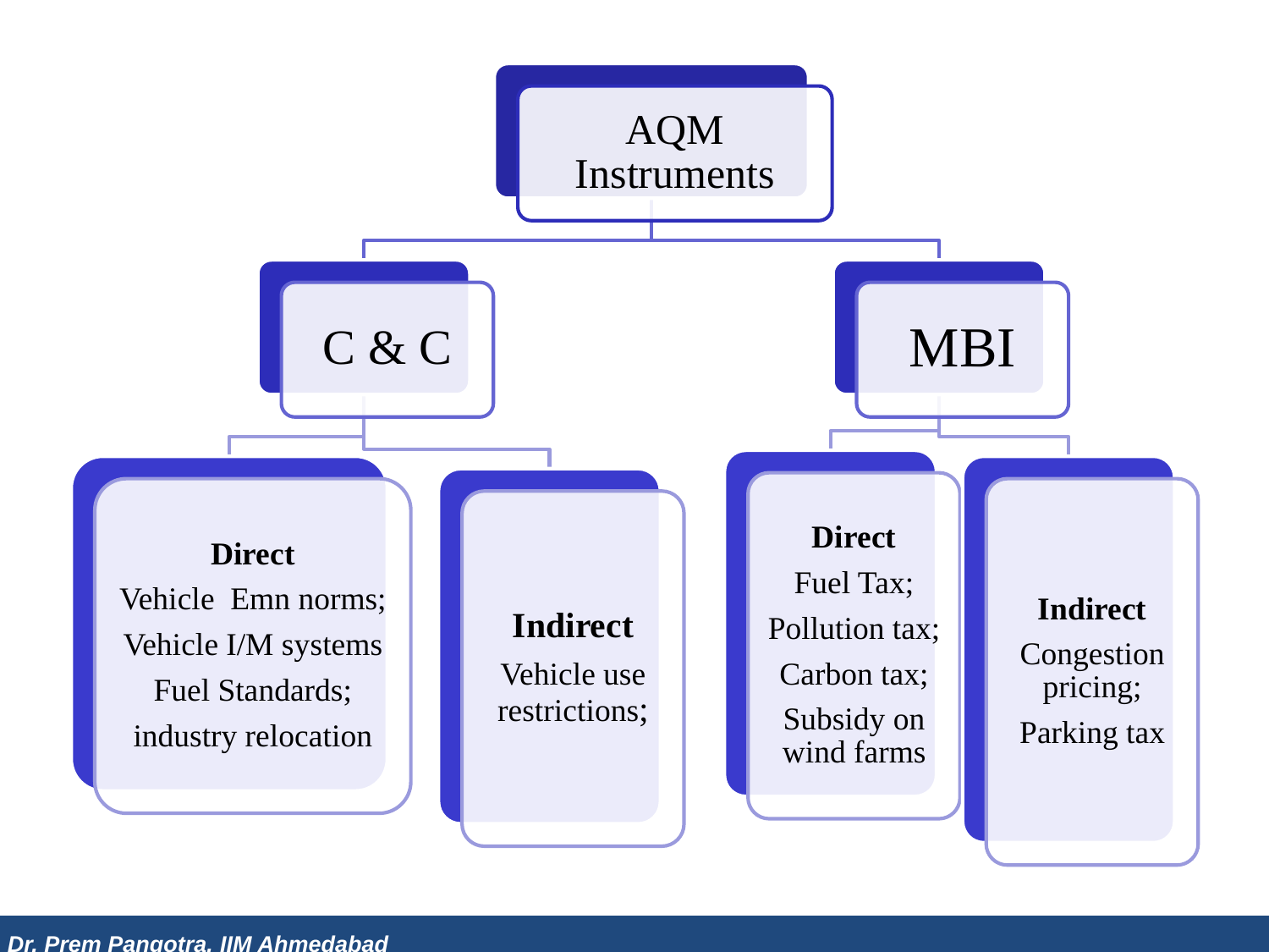# AQM Instruments

## C & C

**Direct**

- Vehicle Emn norms;
- Vehicle I/M systems
- Fuel Standards;
- industry relocation

**Indirect**

- Vehicle use restrictions;

## MBI

**Direct**

- Fuel Tax;
- Pollution tax;
- Carbon tax;
- Subsidy on wind farms

**Indirect**

- Congestion pricing;
- Parking tax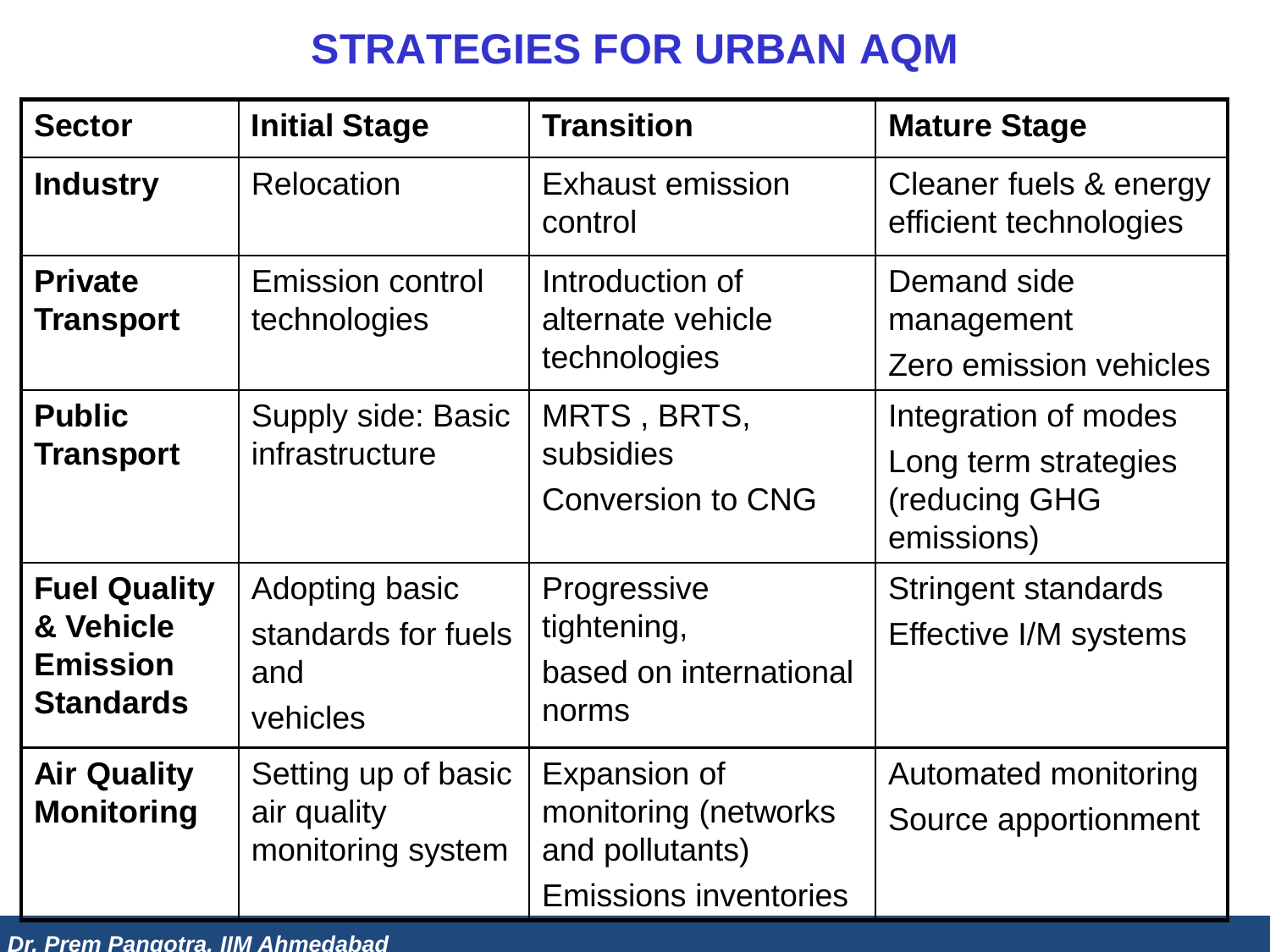# STRATEGIES FOR URBAN AQM

| Sector | Initial Stage | Transition | Mature Stage |
|---|---|---|---|
| **Industry** | Relocation | Exhaust emission control | Cleaner fuels & energy efficient technologies |
| **Private Transport** | Emission control technologies | Introduction of alternate vehicle technologies | Demand side management<br>Zero emission vehicles |
| **Public Transport** | Supply side: Basic infrastructure | MRTS , BRTS, subsidies<br>Conversion to CNG | Integration of modes<br>Long term strategies (reducing GHG emissions) |
| **Fuel Quality & Vehicle Emission Standards** | Adopting basic standards for fuels and vehicles | Progressive tightening,<br>based on international norms | Stringent standards<br>Effective I/M systems |
| **Air Quality Monitoring** | Setting up of basic air quality monitoring system | Expansion of monitoring (networks and pollutants)<br>Emissions inventories | Automated monitoring<br>Source apportionment |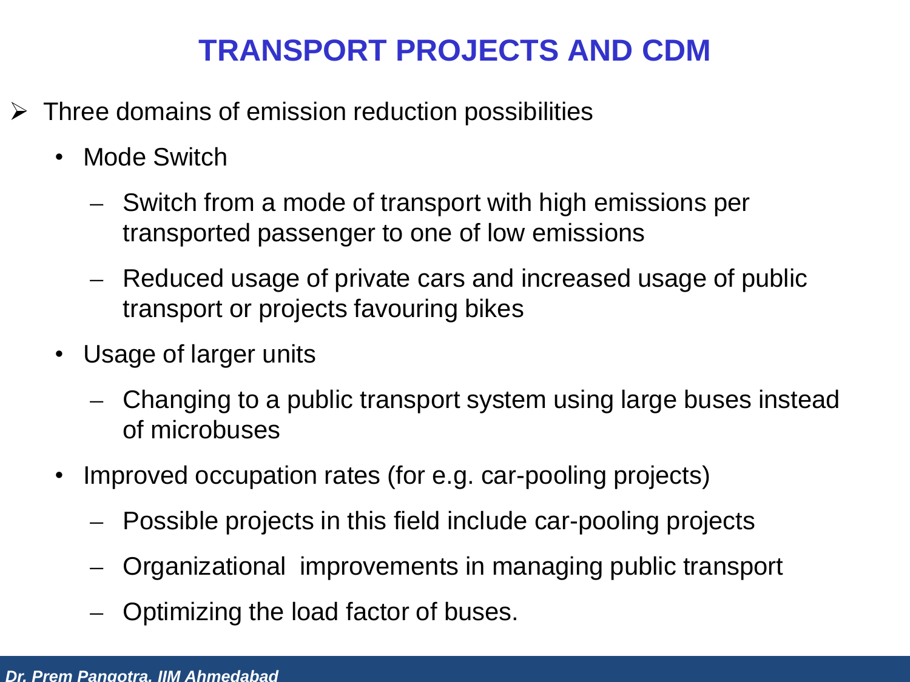# TRANSPORT PROJECTS AND CDM

- Three domains of emission reduction possibilities
  - Mode Switch
    - Switch from a mode of transport with high emissions per transported passenger to one of low emissions
    - Reduced usage of private cars and increased usage of public transport or projects favouring bikes
  - Usage of larger units
    - Changing to a public transport system using large buses instead of microbuses
  - Improved occupation rates (for e.g. car-pooling projects)
    - Possible projects in this field include car-pooling projects
    - Organizational improvements in managing public transport
    - Optimizing the load factor of buses.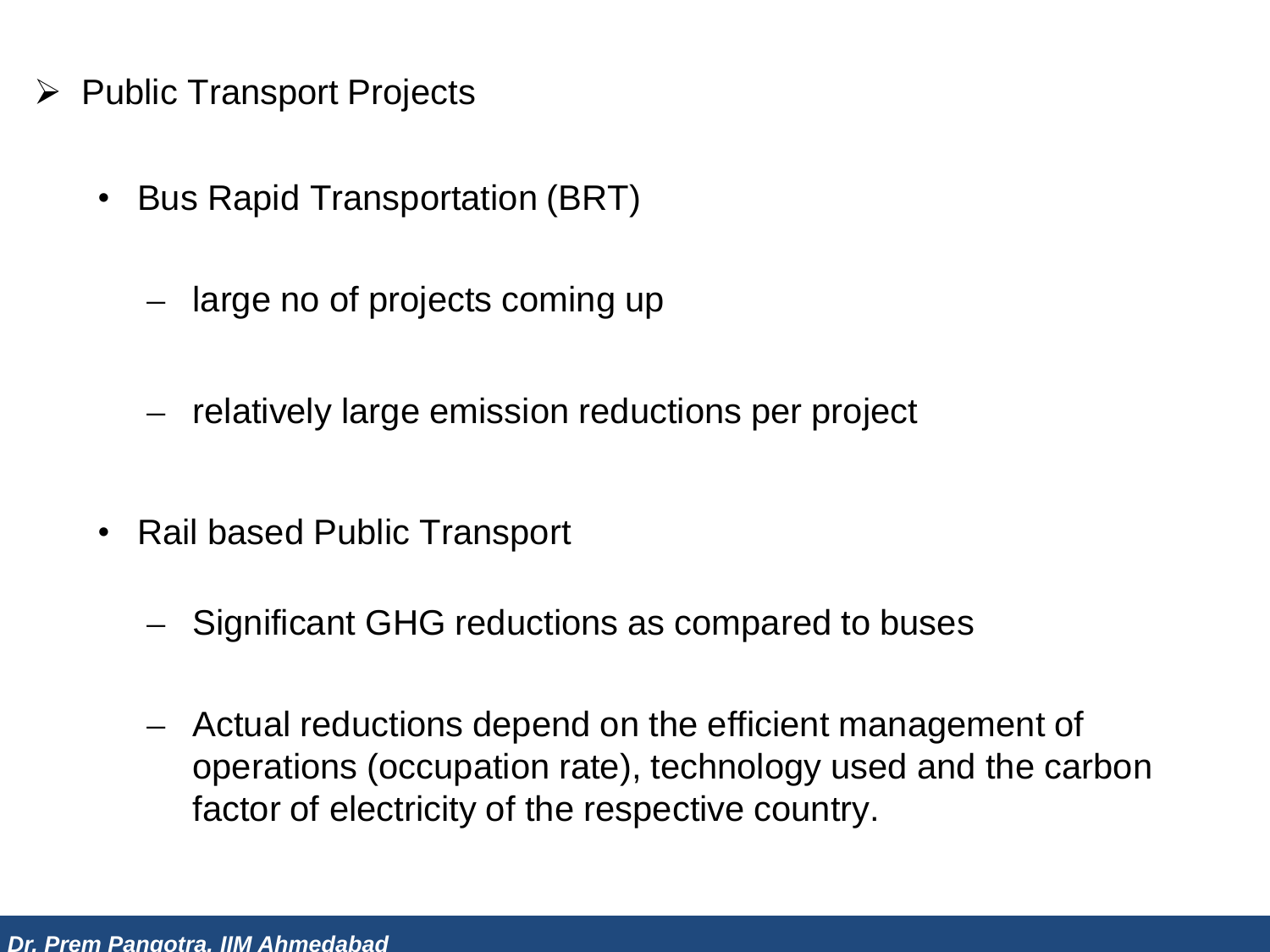- Public Transport Projects

  - Bus Rapid Transportation (BRT)

    - large no of projects coming up

    - relatively large emission reductions per project

  - Rail based Public Transport

    - Significant GHG reductions as compared to buses

    - Actual reductions depend on the efficient management of operations (occupation rate), technology used and the carbon factor of electricity of the respective country.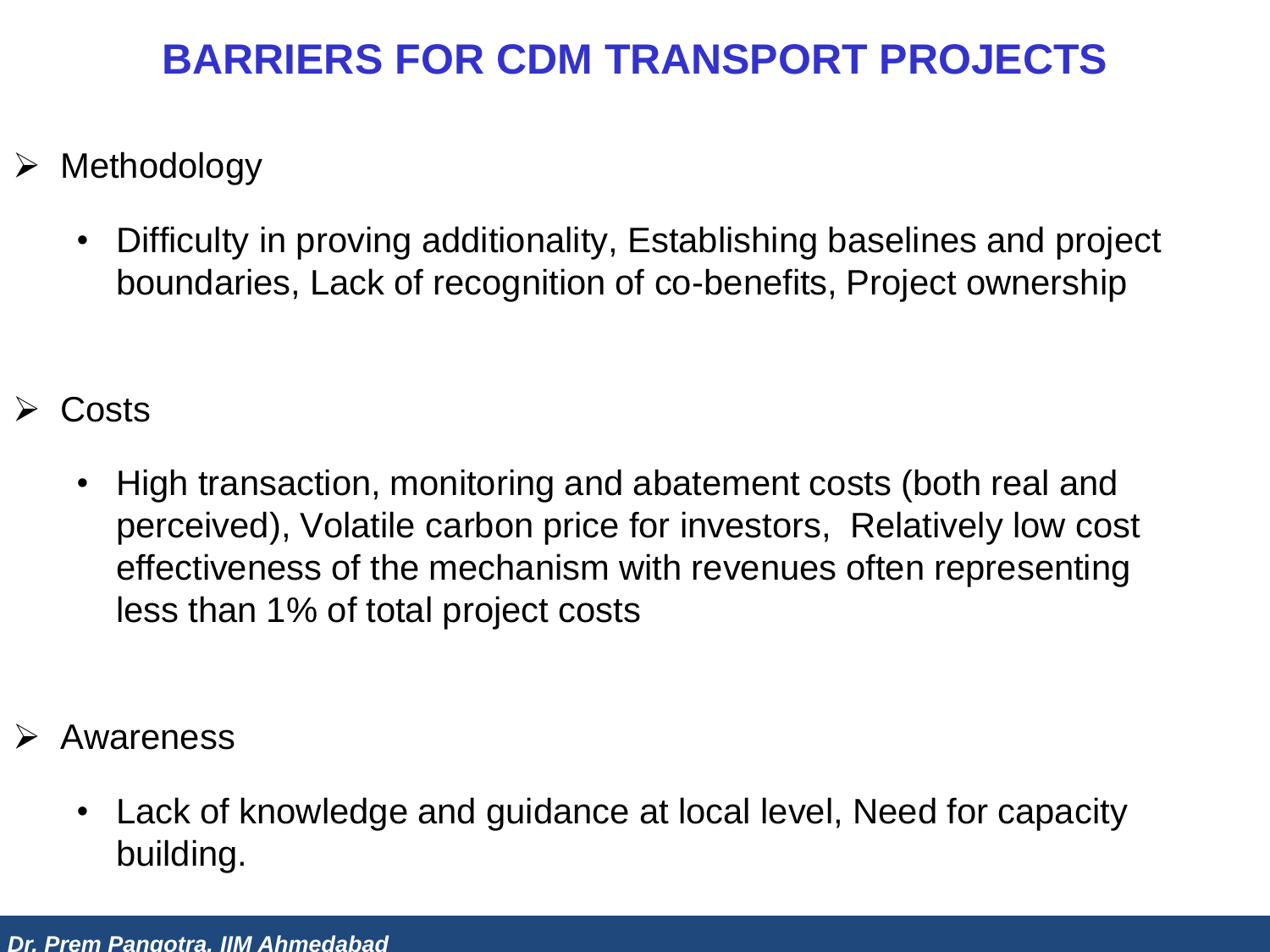# BARRIERS FOR CDM TRANSPORT PROJECTS

- Methodology
  - Difficulty in proving additionality, Establishing baselines and project boundaries, Lack of recognition of co-benefits, Project ownership

- Costs
  - High transaction, monitoring and abatement costs (both real and perceived), Volatile carbon price for investors, Relatively low cost effectiveness of the mechanism with revenues often representing less than 1% of total project costs

- Awareness
  - Lack of knowledge and guidance at local level, Need for capacity building.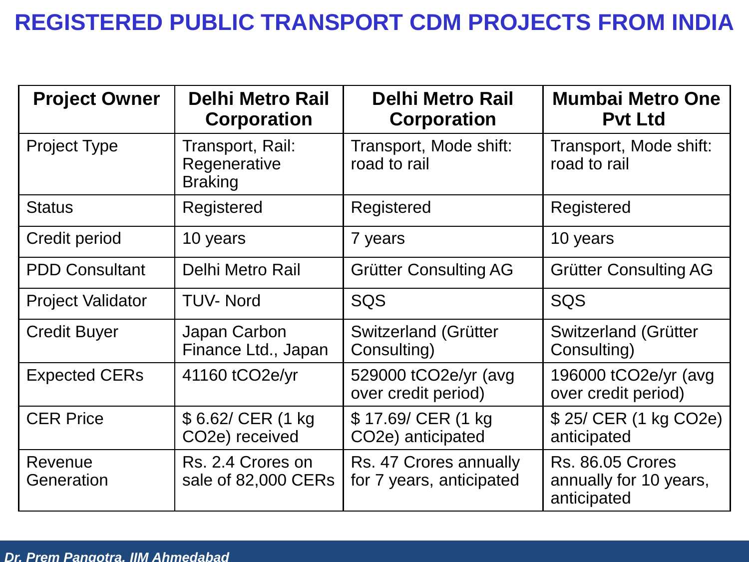# REGISTERED PUBLIC TRANSPORT CDM PROJECTS FROM INDIA

| Project Owner | Delhi Metro Rail Corporation | Delhi Metro Rail Corporation | Mumbai Metro One Pvt Ltd |
|---|---|---|---|
| Project Type | Transport, Rail: Regenerative Braking | Transport, Mode shift: road to rail | Transport, Mode shift: road to rail |
| Status | Registered | Registered | Registered |
| Credit period | 10 years | 7 years | 10 years |
| PDD Consultant | Delhi Metro Rail | Grütter Consulting AG | Grütter Consulting AG |
| Project Validator | TUV- Nord | SQS | SQS |
| Credit Buyer | Japan Carbon Finance Ltd., Japan | Switzerland (Grütter Consulting) | Switzerland (Grütter Consulting) |
| Expected CERs | 41160 $tCO_2e/yr$ | 529000 $tCO_2e/yr$ (avg over credit period) | 196000 $tCO_2e/yr$ (avg over credit period) |
| CER Price | $ 6.62/ CER (1 kg $CO_2e$) received | $ 17.69/ CER (1 kg $CO_2e$) anticipated | $ 25/ CER (1 kg $CO_2e$) anticipated |
| Revenue Generation | Rs. 2.4 Crores on sale of 82,000 CERs | Rs. 47 Crores annually for 7 years, anticipated | Rs. 86.05 Crores annually for 10 years, anticipated |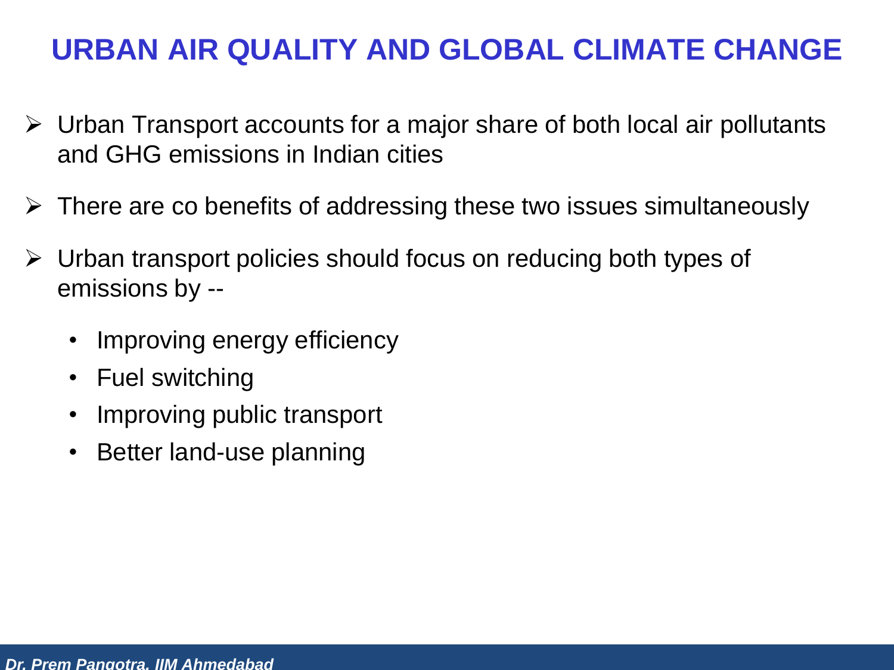# URBAN AIR QUALITY AND GLOBAL CLIMATE CHANGE

- Urban Transport accounts for a major share of both local air pollutants and GHG emissions in Indian cities
- There are co benefits of addressing these two issues simultaneously
- Urban transport policies should focus on reducing both types of emissions by --
  - Improving energy efficiency
  - Fuel switching
  - Improving public transport
  - Better land-use planning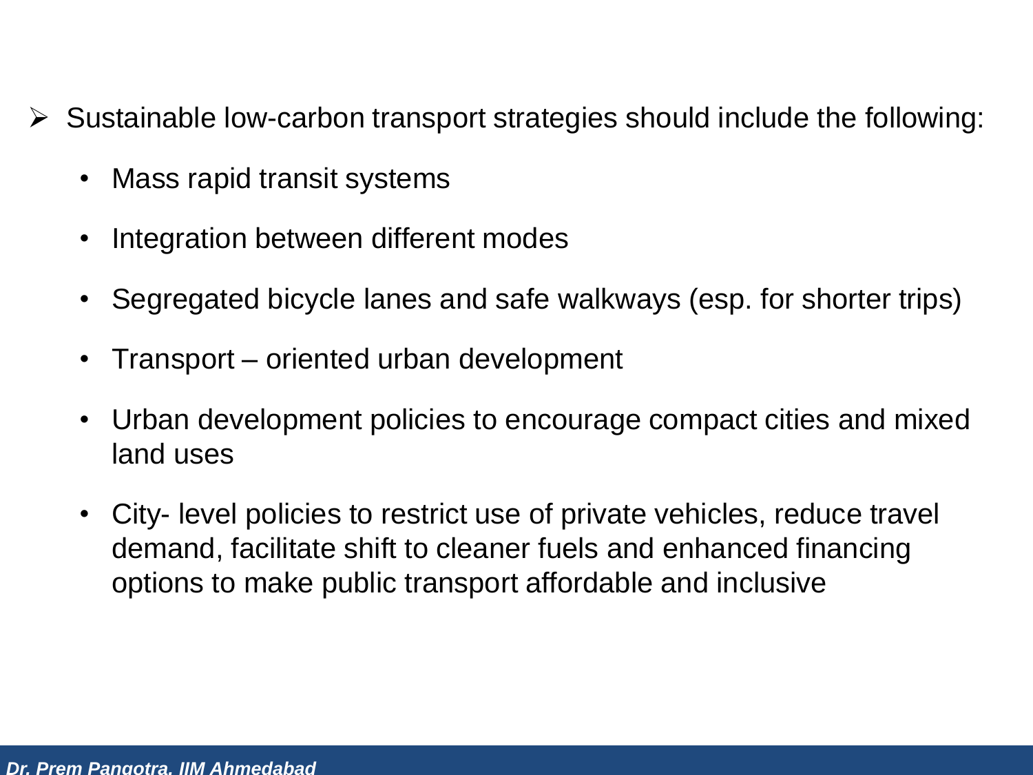- Sustainable low-carbon transport strategies should include the following:
  - Mass rapid transit systems
  - Integration between different modes
  - Segregated bicycle lanes and safe walkways (esp. for shorter trips)
  - Transport – oriented urban development
  - Urban development policies to encourage compact cities and mixed land uses
  - City- level policies to restrict use of private vehicles, reduce travel demand, facilitate shift to cleaner fuels and enhanced financing options to make public transport affordable and inclusive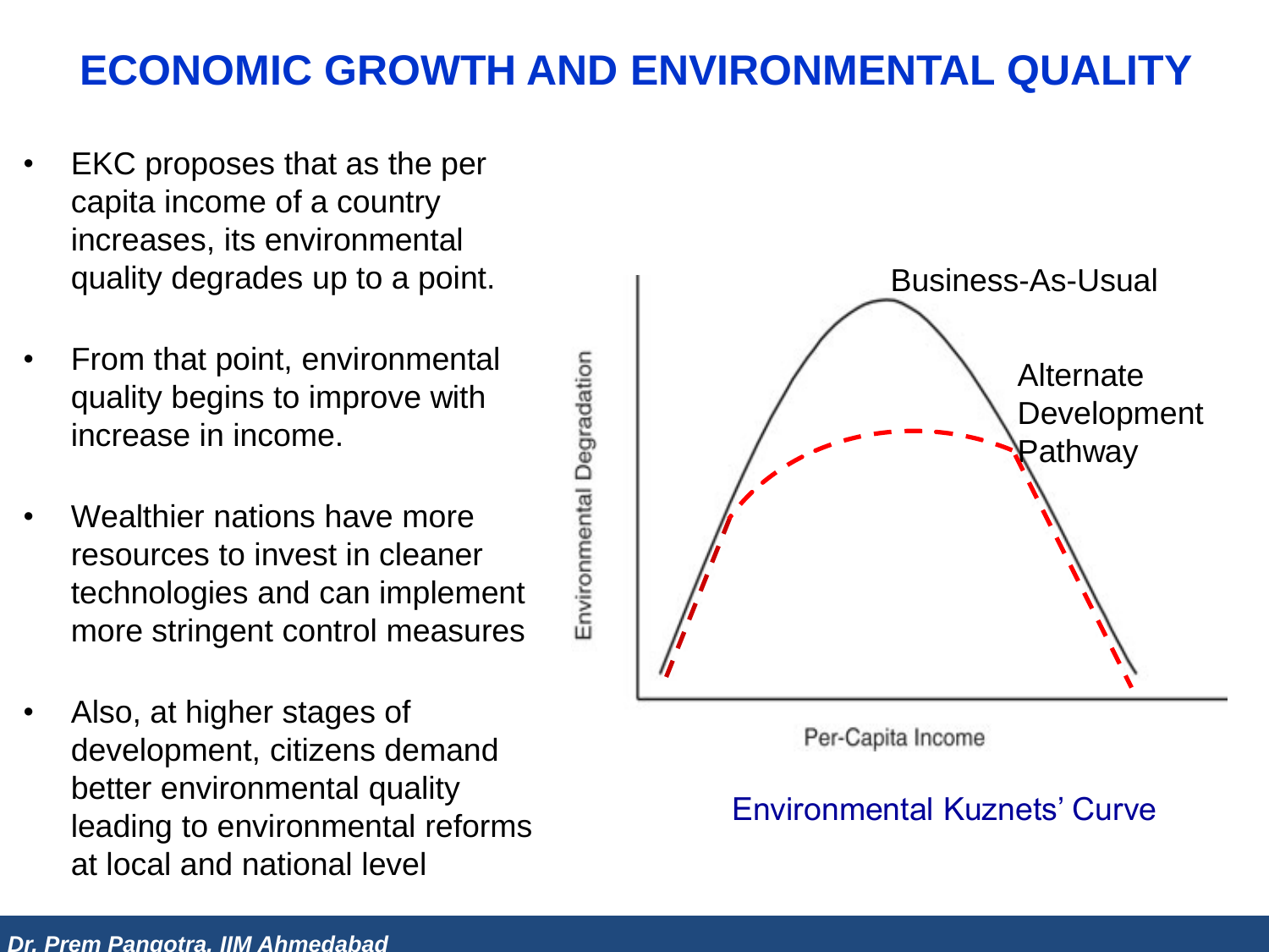# ECONOMIC GROWTH AND ENVIRONMENTAL QUALITY

- EKC proposes that as the per capita income of a country increases, its environmental quality degrades up to a point.
- From that point, environmental quality begins to improve with increase in income.
- Wealthier nations have more resources to invest in cleaner technologies and can implement more stringent control measures
- Also, at higher stages of development, citizens demand better environmental quality leading to environmental reforms at local and national level

Business-As-Usual

Alternate Development Pathway

Environmental Degradation

Per-Capita Income

Environmental Kuznets' Curve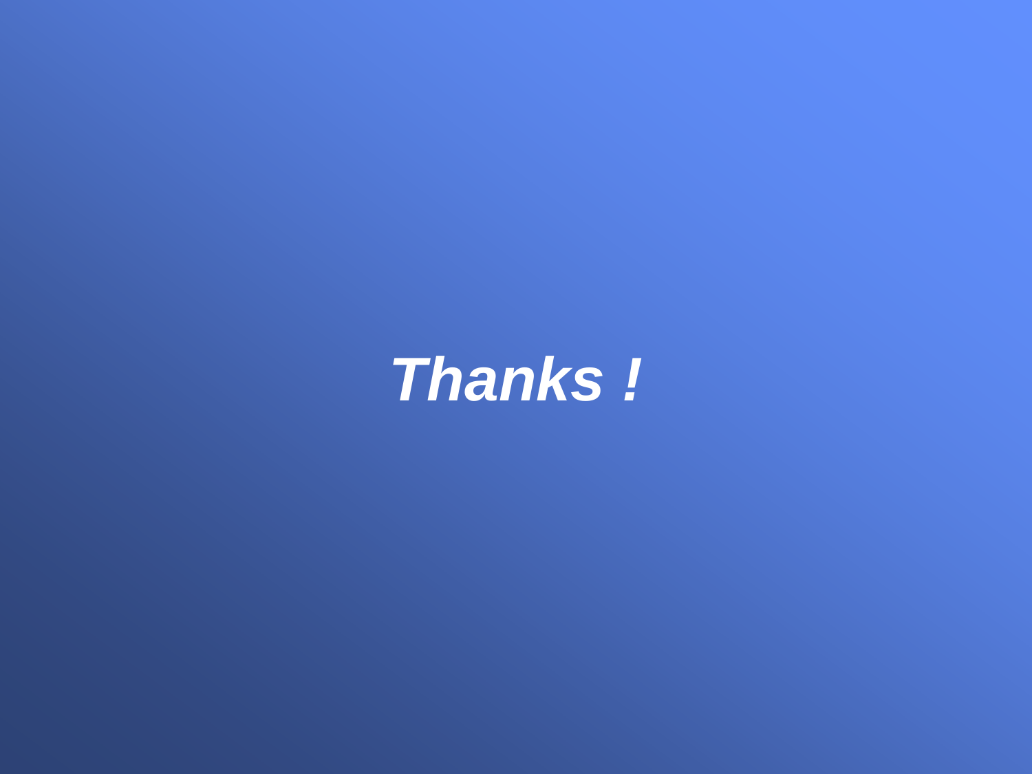***Thanks !***